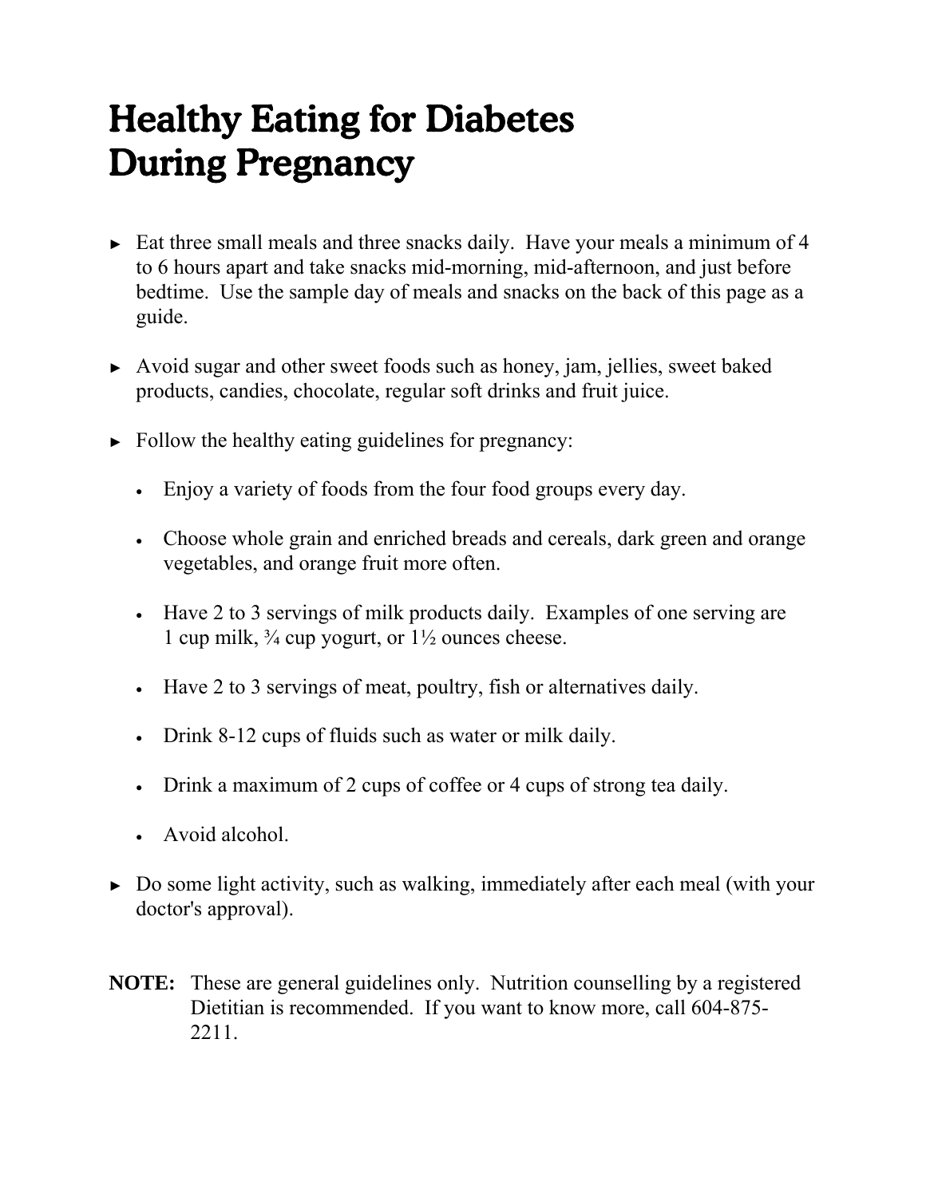# Healthy Eating for Diabetes During Pregnancy

- Eat three small meals and three snacks daily. Have your meals a minimum of 4 to 6 hours apart and take snacks mid-morning, mid-afternoon, and just before bedtime. Use the sample day of meals and snacks on the back of this page as a guide.

- Avoid sugar and other sweet foods such as honey, jam, jellies, sweet baked products, candies, chocolate, regular soft drinks and fruit juice.

- Follow the healthy eating guidelines for pregnancy:

  - Enjoy a variety of foods from the four food groups every day.

  - Choose whole grain and enriched breads and cereals, dark green and orange vegetables, and orange fruit more often.

  - Have 2 to 3 servings of milk products daily. Examples of one serving are 1 cup milk, ¾ cup yogurt, or 1½ ounces cheese.

  - Have 2 to 3 servings of meat, poultry, fish or alternatives daily.

  - Drink 8-12 cups of fluids such as water or milk daily.

  - Drink a maximum of 2 cups of coffee or 4 cups of strong tea daily.

  - Avoid alcohol.

- Do some light activity, such as walking, immediately after each meal (with your doctor's approval).

**NOTE:** These are general guidelines only. Nutrition counselling by a registered Dietitian is recommended. If you want to know more, call 604-875-2211.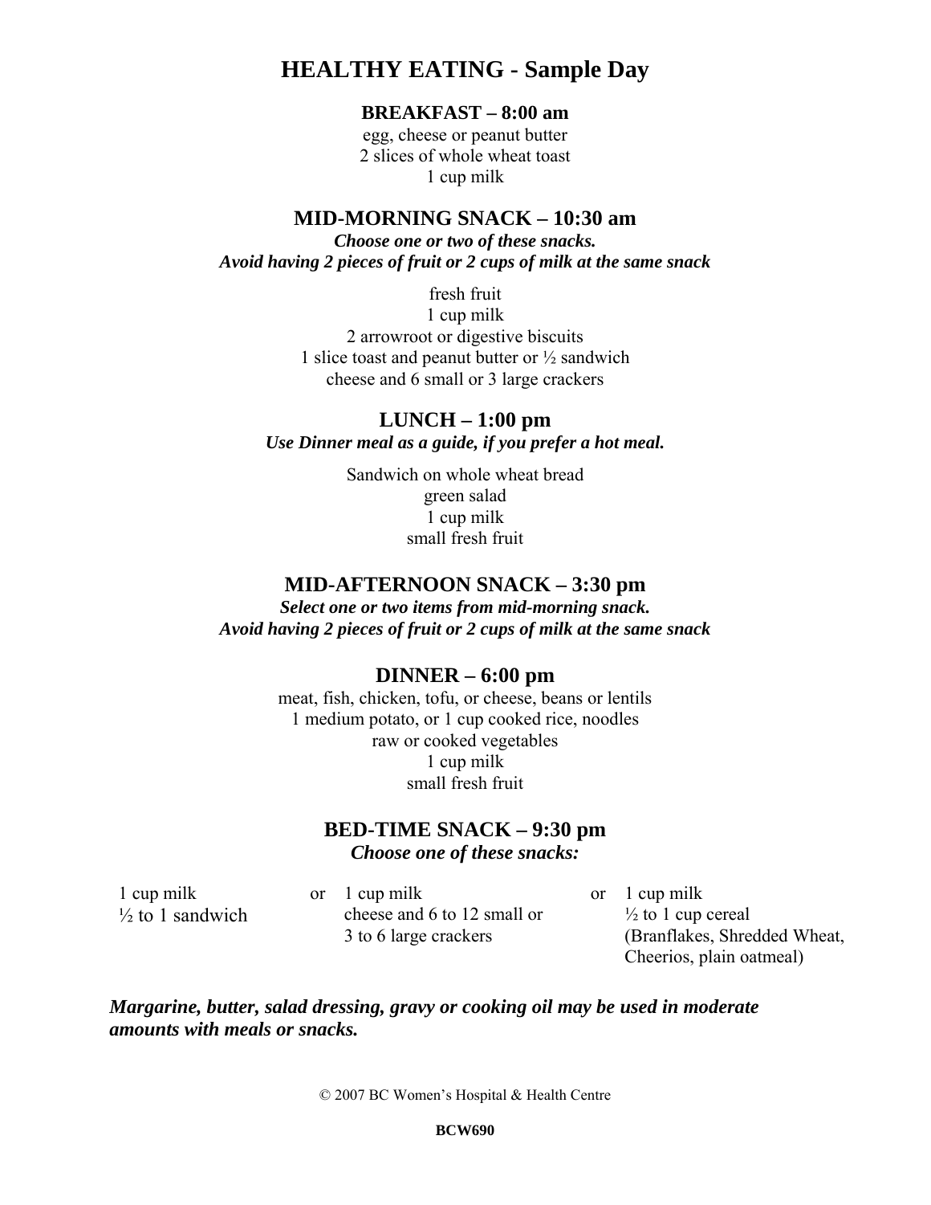# HEALTHY EATING - Sample Day

## BREAKFAST – 8:00 am

egg, cheese or peanut butter
2 slices of whole wheat toast
1 cup milk

## MID-MORNING SNACK – 10:30 am

***Choose one or two of these snacks.***
***Avoid having 2 pieces of fruit or 2 cups of milk at the same snack***

fresh fruit
1 cup milk
2 arrowroot or digestive biscuits
1 slice toast and peanut butter or ½ sandwich
cheese and 6 small or 3 large crackers

## LUNCH – 1:00 pm

***Use Dinner meal as a guide, if you prefer a hot meal.***

Sandwich on whole wheat bread
green salad
1 cup milk
small fresh fruit

## MID-AFTERNOON SNACK – 3:30 pm

***Select one or two items from mid-morning snack.***
***Avoid having 2 pieces of fruit or 2 cups of milk at the same snack***

## DINNER – 6:00 pm

meat, fish, chicken, tofu, or cheese, beans or lentils
1 medium potato, or 1 cup cooked rice, noodles
raw or cooked vegetables
1 cup milk
small fresh fruit

## BED-TIME SNACK – 9:30 pm

***Choose one of these snacks:***

| | | | | |
|---|---|---|---|---|
| 1 cup milk<br>½ to 1 sandwich | or | 1 cup milk<br>cheese and 6 to 12 small or<br>3 to 6 large crackers | or | 1 cup milk<br>½ to 1 cup cereal<br>(Branflakes, Shredded Wheat,<br>Cheerios, plain oatmeal) |

***Margarine, butter, salad dressing, gravy or cooking oil may be used in moderate amounts with meals or snacks.***

© 2007 BC Women's Hospital & Health Centre

**BCW690**